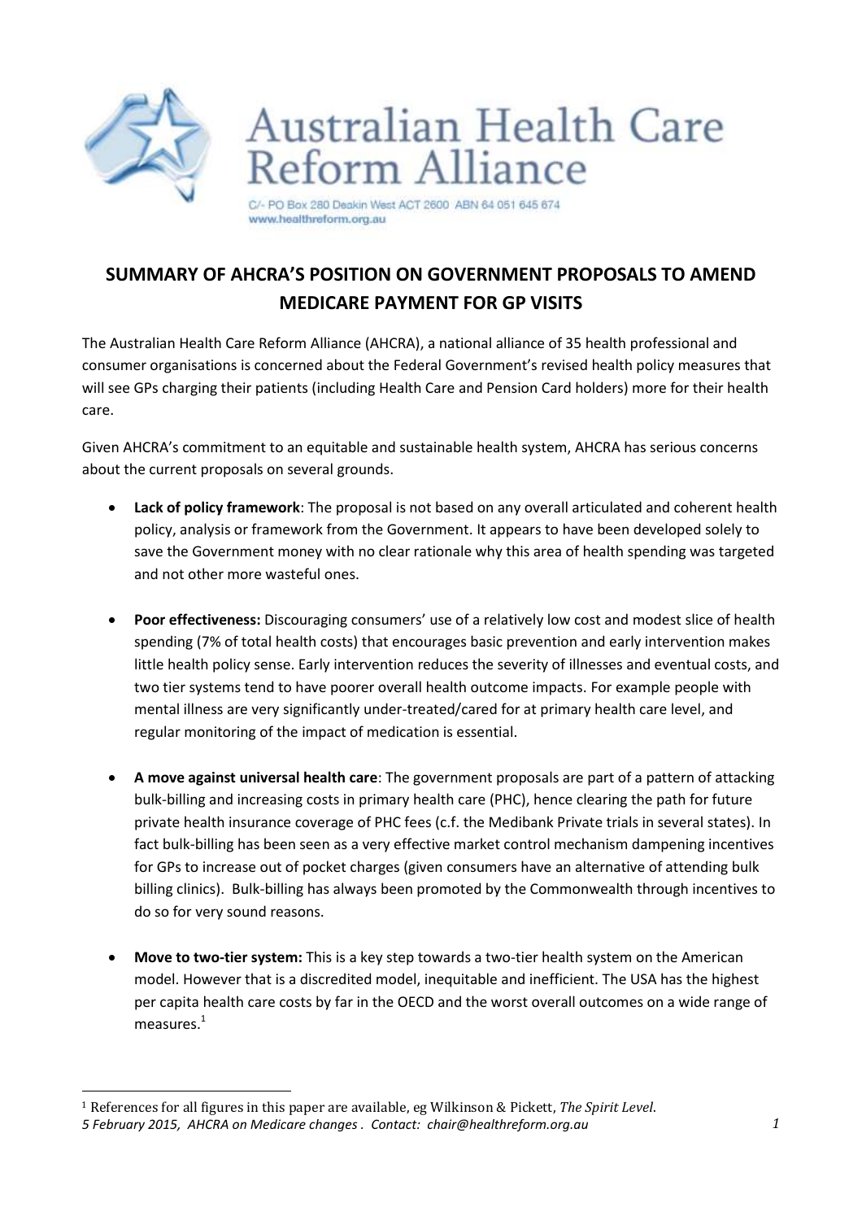Australian Health Care Reform Alliance

C/- PO Box 280 Deakin West ACT 2600 ABN 64 051 645 674
www.healthreform.org.au

# SUMMARY OF AHCRA'S POSITION ON GOVERNMENT PROPOSALS TO AMEND MEDICARE PAYMENT FOR GP VISITS

The Australian Health Care Reform Alliance (AHCRA), a national alliance of 35 health professional and consumer organisations is concerned about the Federal Government's revised health policy measures that will see GPs charging their patients (including Health Care and Pension Card holders) more for their health care.

Given AHCRA's commitment to an equitable and sustainable health system, AHCRA has serious concerns about the current proposals on several grounds.

- **Lack of policy framework**: The proposal is not based on any overall articulated and coherent health policy, analysis or framework from the Government. It appears to have been developed solely to save the Government money with no clear rationale why this area of health spending was targeted and not other more wasteful ones.

- **Poor effectiveness:** Discouraging consumers' use of a relatively low cost and modest slice of health spending (7% of total health costs) that encourages basic prevention and early intervention makes little health policy sense. Early intervention reduces the severity of illnesses and eventual costs, and two tier systems tend to have poorer overall health outcome impacts. For example people with mental illness are very significantly under-treated/cared for at primary health care level, and regular monitoring of the impact of medication is essential.

- **A move against universal health care**: The government proposals are part of a pattern of attacking bulk-billing and increasing costs in primary health care (PHC), hence clearing the path for future private health insurance coverage of PHC fees (c.f. the Medibank Private trials in several states). In fact bulk-billing has been seen as a very effective market control mechanism dampening incentives for GPs to increase out of pocket charges (given consumers have an alternative of attending bulk billing clinics). Bulk-billing has always been promoted by the Commonwealth through incentives to do so for very sound reasons.

- **Move to two-tier system:** This is a key step towards a two-tier health system on the American model. However that is a discredited model, inequitable and inefficient. The USA has the highest per capita health care costs by far in the OECD and the worst overall outcomes on a wide range of measures.[1]

[1] References for all figures in this paper are available, eg Wilkinson & Pickett, *The Spirit Level*.

*5 February 2015, AHCRA on Medicare changes . Contact: chair@healthreform.org.au*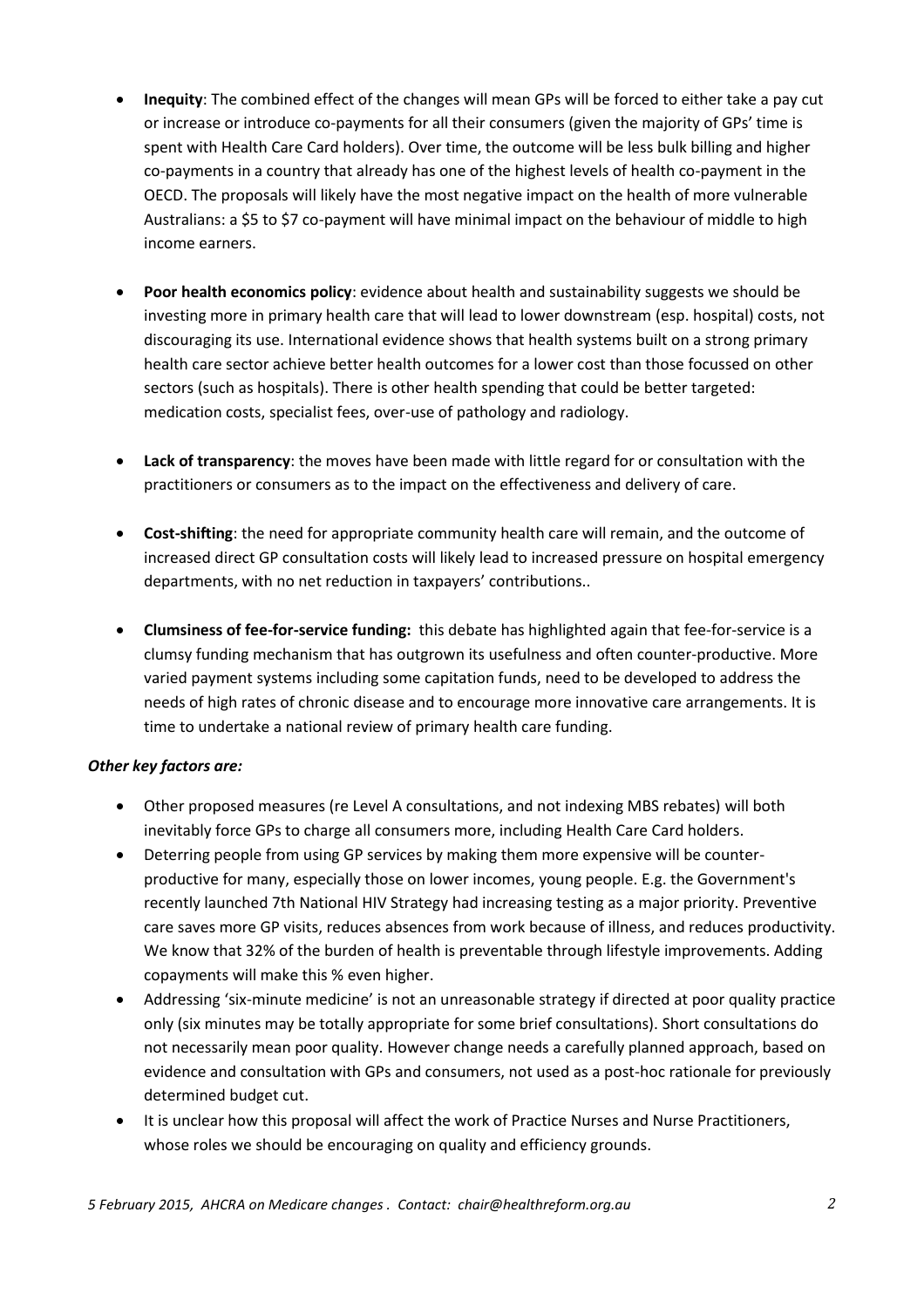- **Inequity**: The combined effect of the changes will mean GPs will be forced to either take a pay cut or increase or introduce co-payments for all their consumers (given the majority of GPs' time is spent with Health Care Card holders). Over time, the outcome will be less bulk billing and higher co-payments in a country that already has one of the highest levels of health co-payment in the OECD. The proposals will likely have the most negative impact on the health of more vulnerable Australians: a $5 to $7 co-payment will have minimal impact on the behaviour of middle to high income earners.

- **Poor health economics policy**: evidence about health and sustainability suggests we should be investing more in primary health care that will lead to lower downstream (esp. hospital) costs, not discouraging its use. International evidence shows that health systems built on a strong primary health care sector achieve better health outcomes for a lower cost than those focussed on other sectors (such as hospitals). There is other health spending that could be better targeted: medication costs, specialist fees, over-use of pathology and radiology.

- **Lack of transparency**: the moves have been made with little regard for or consultation with the practitioners or consumers as to the impact on the effectiveness and delivery of care.

- **Cost-shifting**: the need for appropriate community health care will remain, and the outcome of increased direct GP consultation costs will likely lead to increased pressure on hospital emergency departments, with no net reduction in taxpayers' contributions..

- **Clumsiness of fee-for-service funding:** this debate has highlighted again that fee-for-service is a clumsy funding mechanism that has outgrown its usefulness and often counter-productive. More varied payment systems including some capitation funds, need to be developed to address the needs of high rates of chronic disease and to encourage more innovative care arrangements. It is time to undertake a national review of primary health care funding.

***Other key factors are:***

- Other proposed measures (re Level A consultations, and not indexing MBS rebates) will both inevitably force GPs to charge all consumers more, including Health Care Card holders.
- Deterring people from using GP services by making them more expensive will be counter-productive for many, especially those on lower incomes, young people. E.g. the Government's recently launched 7th National HIV Strategy had increasing testing as a major priority. Preventive care saves more GP visits, reduces absences from work because of illness, and reduces productivity. We know that 32% of the burden of health is preventable through lifestyle improvements. Adding copayments will make this % even higher.
- Addressing 'six-minute medicine' is not an unreasonable strategy if directed at poor quality practice only (six minutes may be totally appropriate for some brief consultations). Short consultations do not necessarily mean poor quality. However change needs a carefully planned approach, based on evidence and consultation with GPs and consumers, not used as a post-hoc rationale for previously determined budget cut.
- It is unclear how this proposal will affect the work of Practice Nurses and Nurse Practitioners, whose roles we should be encouraging on quality and efficiency grounds.